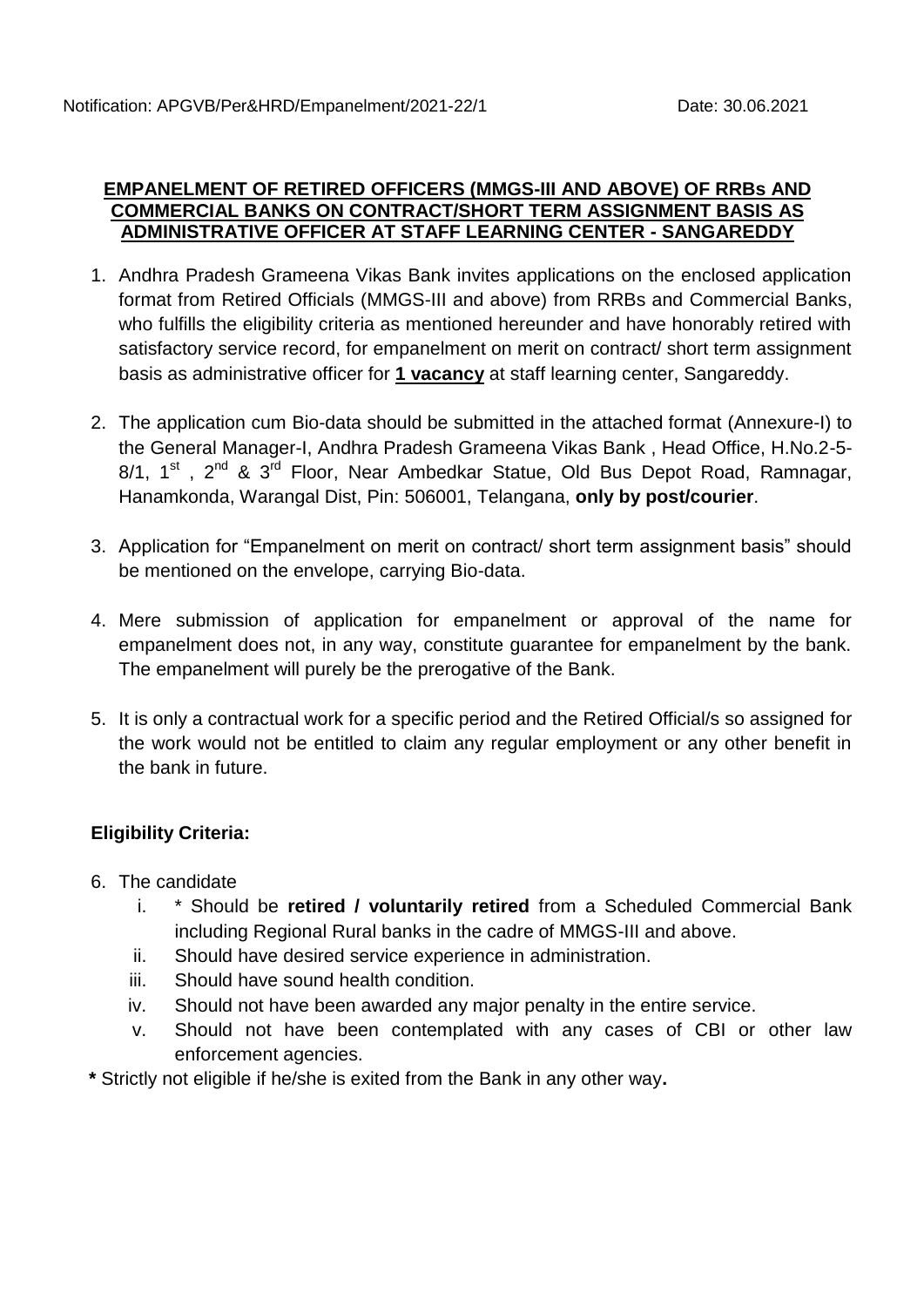Notification: APGVB/Per&HRD/Empanelment/2021-22/1 Date: 30.06.2021

## EMPANELMENT OF RETIRED OFFICERS (MMGS-III AND ABOVE) OF RRBs AND COMMERCIAL BANKS ON CONTRACT/SHORT TERM ASSIGNMENT BASIS AS ADMINISTRATIVE OFFICER AT STAFF LEARNING CENTER - SANGAREDDY

1. Andhra Pradesh Grameena Vikas Bank invites applications on the enclosed application format from Retired Officials (MMGS-III and above) from RRBs and Commercial Banks, who fulfills the eligibility criteria as mentioned hereunder and have honorably retired with satisfactory service record, for empanelment on merit on contract/ short term assignment basis as administrative officer for **1 vacancy** at staff learning center, Sangareddy.

2. The application cum Bio-data should be submitted in the attached format (Annexure-I) to the General Manager-I, Andhra Pradesh Grameena Vikas Bank , Head Office, H.No.2-5-8/1, 1st , 2nd & 3rd Floor, Near Ambedkar Statue, Old Bus Depot Road, Ramnagar, Hanamkonda, Warangal Dist, Pin: 506001, Telangana, **only by post/courier**.

3. Application for "Empanelment on merit on contract/ short term assignment basis" should be mentioned on the envelope, carrying Bio-data.

4. Mere submission of application for empanelment or approval of the name for empanelment does not, in any way, constitute guarantee for empanelment by the bank. The empanelment will purely be the prerogative of the Bank.

5. It is only a contractual work for a specific period and the Retired Official/s so assigned for the work would not be entitled to claim any regular employment or any other benefit in the bank in future.

**Eligibility Criteria:**

6. The candidate
   i. * Should be **retired / voluntarily retired** from a Scheduled Commercial Bank including Regional Rural banks in the cadre of MMGS-III and above.
   ii. Should have desired service experience in administration.
   iii. Should have sound health condition.
   iv. Should not have been awarded any major penalty in the entire service.
   v. Should not have been contemplated with any cases of CBI or other law enforcement agencies.

**\*** Strictly not eligible if he/she is exited from the Bank in any other way**.**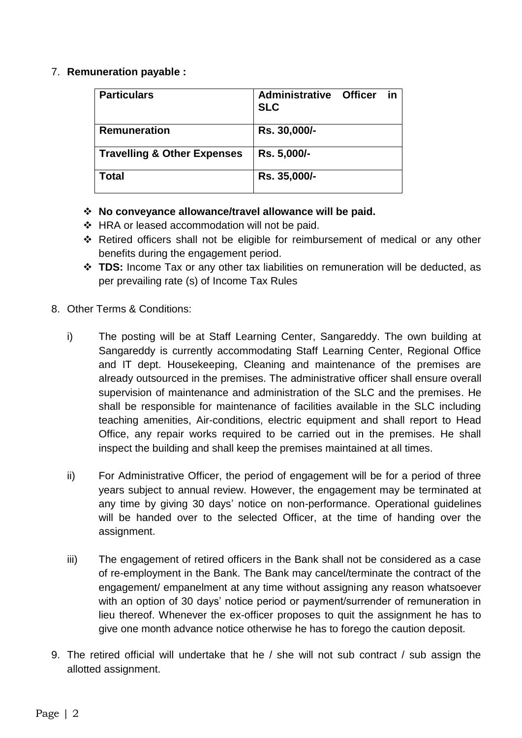7. **Remuneration payable :**

| **Particulars** | **Administrative Officer in SLC** |
|---|---|
| **Remuneration** | **Rs. 30,000/-** |
| **Travelling & Other Expenses** | **Rs. 5,000/-** |
| **Total** | **Rs. 35,000/-** |

- ❖ **No conveyance allowance/travel allowance will be paid.**
- ❖ HRA or leased accommodation will not be paid.
- ❖ Retired officers shall not be eligible for reimbursement of medical or any other benefits during the engagement period.
- ❖ **TDS:** Income Tax or any other tax liabilities on remuneration will be deducted, as per prevailing rate (s) of Income Tax Rules

8. Other Terms & Conditions:

   i) The posting will be at Staff Learning Center, Sangareddy. The own building at Sangareddy is currently accommodating Staff Learning Center, Regional Office and IT dept. Housekeeping, Cleaning and maintenance of the premises are already outsourced in the premises. The administrative officer shall ensure overall supervision of maintenance and administration of the SLC and the premises. He shall be responsible for maintenance of facilities available in the SLC including teaching amenities, Air-conditions, electric equipment and shall report to Head Office, any repair works required to be carried out in the premises. He shall inspect the building and shall keep the premises maintained at all times.

   ii) For Administrative Officer, the period of engagement will be for a period of three years subject to annual review. However, the engagement may be terminated at any time by giving 30 days' notice on non-performance. Operational guidelines will be handed over to the selected Officer, at the time of handing over the assignment.

   iii) The engagement of retired officers in the Bank shall not be considered as a case of re-employment in the Bank. The Bank may cancel/terminate the contract of the engagement/ empanelment at any time without assigning any reason whatsoever with an option of 30 days' notice period or payment/surrender of remuneration in lieu thereof. Whenever the ex-officer proposes to quit the assignment he has to give one month advance notice otherwise he has to forego the caution deposit.

9. The retired official will undertake that he / she will not sub contract / sub assign the allotted assignment.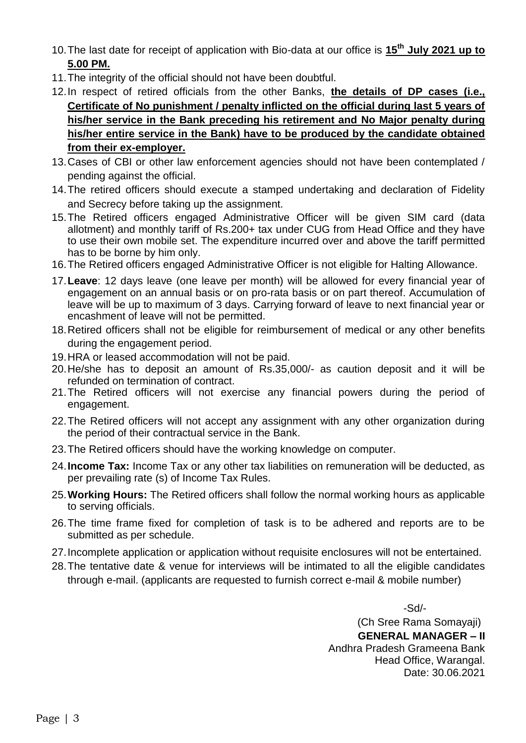10. The last date for receipt of application with Bio-data at our office is **15th July 2021 up to 5.00 PM.**
11. The integrity of the official should not have been doubtful.
12. In respect of retired officials from the other Banks, **the details of DP cases (i.e., Certificate of No punishment / penalty inflicted on the official during last 5 years of his/her service in the Bank preceding his retirement and No Major penalty during his/her entire service in the Bank) have to be produced by the candidate obtained from their ex-employer.**
13. Cases of CBI or other law enforcement agencies should not have been contemplated / pending against the official.
14. The retired officers should execute a stamped undertaking and declaration of Fidelity and Secrecy before taking up the assignment.
15. The Retired officers engaged Administrative Officer will be given SIM card (data allotment) and monthly tariff of Rs.200+ tax under CUG from Head Office and they have to use their own mobile set. The expenditure incurred over and above the tariff permitted has to be borne by him only.
16. The Retired officers engaged Administrative Officer is not eligible for Halting Allowance.
17. **Leave**: 12 days leave (one leave per month) will be allowed for every financial year of engagement on an annual basis or on pro-rata basis or on part thereof. Accumulation of leave will be up to maximum of 3 days. Carrying forward of leave to next financial year or encashment of leave will not be permitted.
18. Retired officers shall not be eligible for reimbursement of medical or any other benefits during the engagement period.
19. HRA or leased accommodation will not be paid.
20. He/she has to deposit an amount of Rs.35,000/- as caution deposit and it will be refunded on termination of contract.
21. The Retired officers will not exercise any financial powers during the period of engagement.
22. The Retired officers will not accept any assignment with any other organization during the period of their contractual service in the Bank.
23. The Retired officers should have the working knowledge on computer.
24. **Income Tax:** Income Tax or any other tax liabilities on remuneration will be deducted, as per prevailing rate (s) of Income Tax Rules.
25. **Working Hours:** The Retired officers shall follow the normal working hours as applicable to serving officials.
26. The time frame fixed for completion of task is to be adhered and reports are to be submitted as per schedule.
27. Incomplete application or application without requisite enclosures will not be entertained.
28. The tentative date & venue for interviews will be intimated to all the eligible candidates through e-mail. (applicants are requested to furnish correct e-mail & mobile number)

-Sd/-
(Ch Sree Rama Somayaji)
**GENERAL MANAGER – II**
Andhra Pradesh Grameena Bank
Head Office, Warangal.
Date: 30.06.2021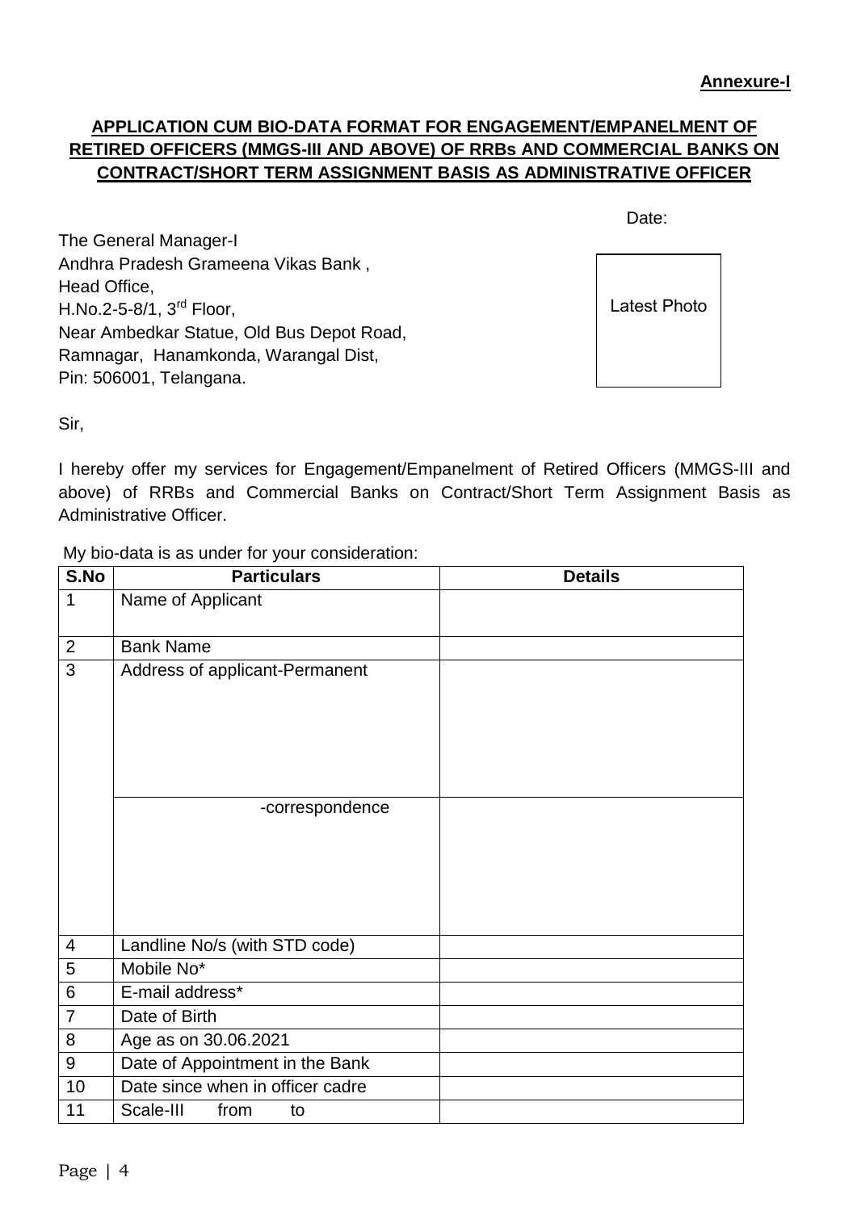**Annexure-I**

## APPLICATION CUM BIO-DATA FORMAT FOR ENGAGEMENT/EMPANELMENT OF RETIRED OFFICERS (MMGS-III AND ABOVE) OF RRBs AND COMMERCIAL BANKS ON CONTRACT/SHORT TERM ASSIGNMENT BASIS AS ADMINISTRATIVE OFFICER

Date:

The General Manager-I
Andhra Pradesh Grameena Vikas Bank ,
Head Office,
H.No.2-5-8/1, 3rd Floor,
Near Ambedkar Statue, Old Bus Depot Road,
Ramnagar, Hanamkonda, Warangal Dist,
Pin: 506001, Telangana.

Latest Photo

Sir,

I hereby offer my services for Engagement/Empanelment of Retired Officers (MMGS-III and above) of RRBs and Commercial Banks on Contract/Short Term Assignment Basis as Administrative Officer.

My bio-data is as under for your consideration:

| S.No | Particulars | Details |
|---|---|---|
| 1 | Name of Applicant | |
| 2 | Bank Name | |
| 3 | Address of applicant-Permanent | |
| | -correspondence | |
| 4 | Landline No/s (with STD code) | |
| 5 | Mobile No* | |
| 6 | E-mail address* | |
| 7 | Date of Birth | |
| 8 | Age as on 30.06.2021 | |
| 9 | Date of Appointment in the Bank | |
| 10 | Date since when in officer cadre | |
| 11 | Scale-III from to | |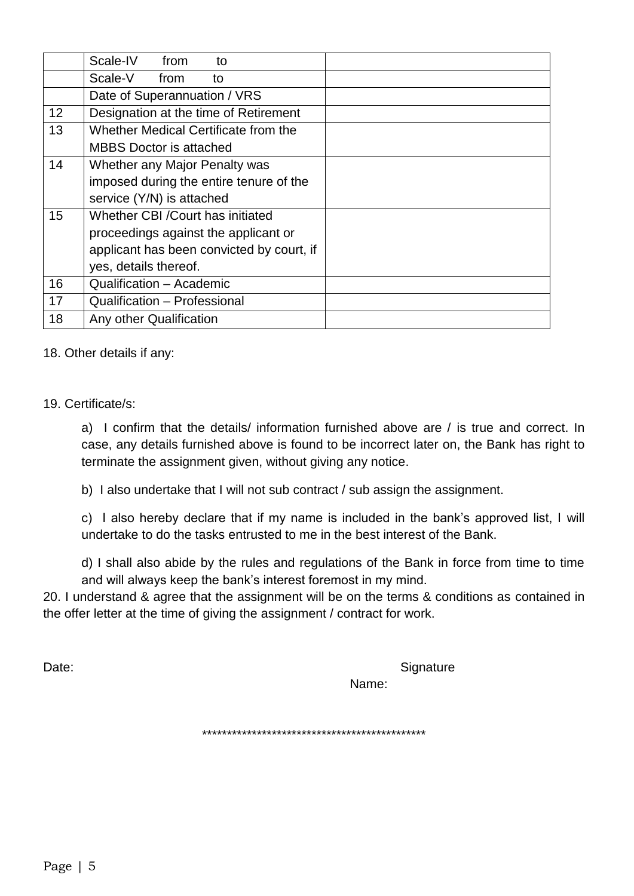| | | |
|---|---|---|
| | Scale-IV from to | |
| | Scale-V from to | |
| | Date of Superannuation / VRS | |
| 12 | Designation at the time of Retirement | |
| 13 | Whether Medical Certificate from the MBBS Doctor is attached | |
| 14 | Whether any Major Penalty was imposed during the entire tenure of the service (Y/N) is attached | |
| 15 | Whether CBI /Court has initiated proceedings against the applicant or applicant has been convicted by court, if yes, details thereof. | |
| 16 | Qualification – Academic | |
| 17 | Qualification – Professional | |
| 18 | Any other Qualification | |

18. Other details if any:

19. Certificate/s:

a) I confirm that the details/ information furnished above are / is true and correct. In case, any details furnished above is found to be incorrect later on, the Bank has right to terminate the assignment given, without giving any notice.

b) I also undertake that I will not sub contract / sub assign the assignment.

c) I also hereby declare that if my name is included in the bank's approved list, I will undertake to do the tasks entrusted to me in the best interest of the Bank.

d) I shall also abide by the rules and regulations of the Bank in force from time to time and will always keep the bank's interest foremost in my mind.

20. I understand & agree that the assignment will be on the terms & conditions as contained in the offer letter at the time of giving the assignment / contract for work.

Date: Signature

Name:

*********************************************